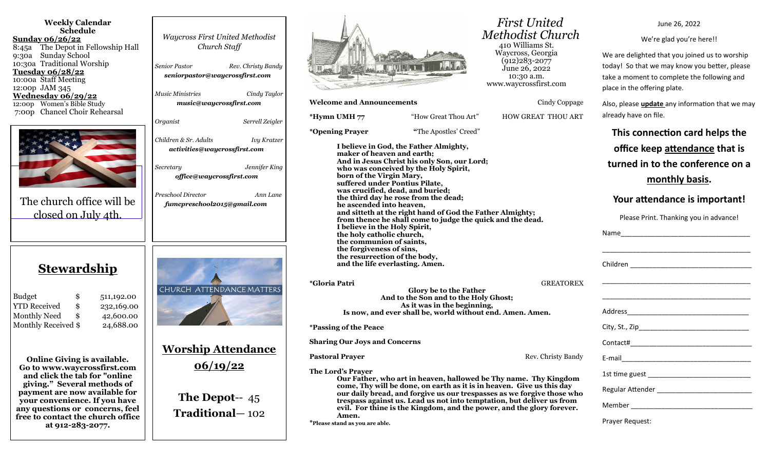## Weekly Calendar Schedule

**Sunday 06/26/22**
8:45a The Depot in Fellowship Hall
9:30a Sunday School
10:30a Traditional Worship

**Tuesday 06/28/22**
10:00a Staff Meeting
12:00p JAM 345

**Wednesday 06/29/22**
12:00p Women's Bible Study
7:00p Chancel Choir Rehearsal

The church office will be closed on July 4th.

## Stewardship

| | | |
|---|---|---|
| Budget | $ | 511,192.00 |
| YTD Received | $ | 232,169.00 |
| Monthly Need | $ | 42,600.00 |
| Monthly Received | $ | 24,688.00 |

**Online Giving is available. Go to www.waycrossfirst.com and click the tab for "online giving." Several methods of payment are now available for your convenience. If you have any questions or concerns, feel free to contact the church office at 912-283-2077.**

*Waycross First United Methodist Church Staff*

*Senior Pastor* — *Rev. Christy Bandy*
***seniorpastor@waycrossfirst.com***

*Music Ministries* — *Cindy Taylor*
***music@waycrossfirst.com***

*Organist* — *Serrell Zeigler*

*Children & Sr. Adults* — *Ivy Kratzer*
***activities@waycrossfirst.com***

*Secretary* — *Jennifer King*
***office@waycrossfirst.com***

*Preschool Director* — *Ann Lane*
***fumcpreschool2015@gmail.com***

CHURCH ATTENDANCE MATTERS

## Worship Attendance 06/19/22

**The Depot**-- 45
**Traditional**— 102

# *First United Methodist Church*

410 Williams St.
Waycross, Georgia
(912)283-2077
June 26, 2022
10:30 a.m.
www.waycrossfirst.com

**Welcome and Announcements** — Cindy Coppage

**\*Hymn UMH 77** — "How Great Thou Art" — HOW GREAT THOU ART

**\*Opening Prayer** — "The Apostles' Creed"

**I believe in God, the Father Almighty,
maker of heaven and earth;
And in Jesus Christ his only Son, our Lord;
who was conceived by the Holy Spirit,
born of the Virgin Mary,
suffered under Pontius Pilate,
was crucified, dead, and buried;
the third day he rose from the dead;
he ascended into heaven,
and sitteth at the right hand of God the Father Almighty;
from thence he shall come to judge the quick and the dead.
I believe in the Holy Spirit,
the holy catholic church,
the communion of saints,
the forgiveness of sins,
the resurrection of the body,
and the life everlasting. Amen.**

**\*Gloria Patri** — GREATOREX

**Glory be to the Father
And to the Son and to the Holy Ghost;
As it was in the beginning,
Is now, and ever shall be, world without end. Amen. Amen.**

**\*Passing of the Peace**

**Sharing Our Joys and Concerns**

**Pastoral Prayer** — Rev. Christy Bandy

**The Lord's Prayer**

**Our Father, who art in heaven, hallowed be Thy name. Thy Kingdom come, Thy will be done, on earth as it is in heaven. Give us this day our daily bread, and forgive us our trespasses as we forgive those who trespass against us. Lead us not into temptation, but deliver us from evil. For thine is the Kingdom, and the power, and the glory forever. Amen.**

**\*Please stand as you are able.**

June 26, 2022

We're glad you're here!!

We are delighted that you joined us to worship today! So that we may know you better, please take a moment to complete the following and place in the offering plate.

Also, please **update** any information that we may already have on file.

**This connection card helps the office keep attendance that is turned in to the conference on a monthly basis.**

**Your attendance is important!**

Please Print. Thanking you in advance!

Name_________________________________

_____________________________________

Children _____________________________

_____________________________________

_____________________________________

Address______________________________

City, St., Zip__________________________

Contact#_____________________________

E-mail_______________________________

1st time guest ________________________

Regular Attender ______________________

Member _____________________________

Prayer Request: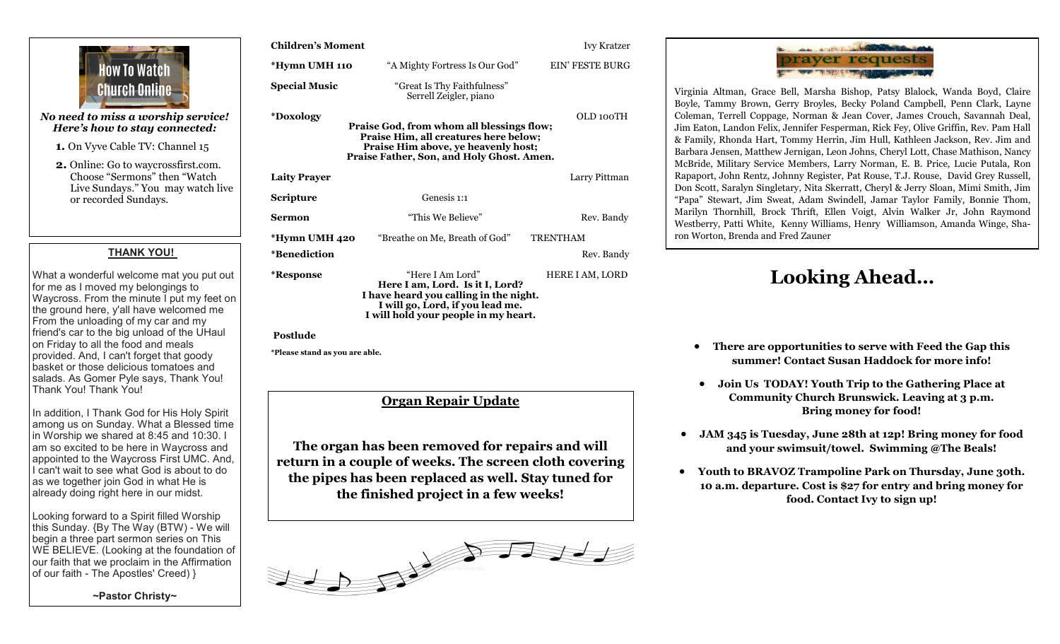## How To Watch Church Online

***No need to miss a worship service! Here's how to stay connected:***

1. On Vyve Cable TV: Channel 15
2. Online: Go to waycrossfirst.com. Choose "Sermons" then "Watch Live Sundays." You may watch live or recorded Sundays.

### THANK YOU!

What a wonderful welcome mat you put out for me as I moved my belongings to Waycross. From the minute I put my feet on the ground here, y'all have welcomed me From the unloading of my car and my friend's car to the big unload of the UHaul on Friday to all the food and meals provided. And, I can't forget that goody basket or those delicious tomatoes and salads. As Gomer Pyle says, Thank You! Thank You! Thank You!

In addition, I Thank God for His Holy Spirit among us on Sunday. What a Blessed time in Worship we shared at 8:45 and 10:30. I am so excited to be here in Waycross and appointed to the Waycross First UMC. And, I can't wait to see what God is about to do as we together join God in what He is already doing right here in our midst.

Looking forward to a Spirit filled Worship this Sunday. {By The Way (BTW) - We will begin a three part sermon series on This WE BELIEVE. (Looking at the foundation of our faith that we proclaim in the Affirmation of our faith - The Apostles' Creed) }

~Pastor Christy~

**Children's Moment** Ivy Kratzer

**\*Hymn UMH 110** "A Mighty Fortress Is Our God" EIN' FESTE BURG

**Special Music** "Great Is Thy Faithfulness" Serrell Zeigler, piano

**\*Doxology** OLD 100TH

**Praise God, from whom all blessings flow;**
**Praise Him, all creatures here below;**
**Praise Him above, ye heavenly host;**
**Praise Father, Son, and Holy Ghost. Amen.**

**Laity Prayer** Larry Pittman

**Scripture** Genesis 1:1

**Sermon** "This We Believe" Rev. Bandy

**\*Hymn UMH 420** "Breathe on Me, Breath of God" TRENTHAM

**\*Benediction** Rev. Bandy

**\*Response** "Here I Am Lord" HERE I AM, LORD

**Here I am, Lord. Is it I, Lord?**
**I have heard you calling in the night.**
**I will go, Lord, if you lead me.**
**I will hold your people in my heart.**

**Postlude**

**\*Please stand as you are able.**

## Organ Repair Update

**The organ has been removed for repairs and will return in a couple of weeks. The screen cloth covering the pipes has been replaced as well. Stay tuned for the finished project in a few weeks!**

## prayer requests

Virginia Altman, Grace Bell, Marsha Bishop, Patsy Blalock, Wanda Boyd, Claire Boyle, Tammy Brown, Gerry Broyles, Becky Poland Campbell, Penn Clark, Layne Coleman, Terrell Coppage, Norman & Jean Cover, James Crouch, Savannah Deal, Jim Eaton, Landon Felix, Jennifer Fesperman, Rick Fey, Olive Griffin, Rev. Pam Hall & Family, Rhonda Hart, Tommy Herrin, Jim Hull, Kathleen Jackson, Rev. Jim and Barbara Jensen, Matthew Jernigan, Leon Johns, Cheryl Lott, Chase Mathison, Nancy McBride, Military Service Members, Larry Norman, E. B. Price, Lucie Putala, Ron Rapaport, John Rentz, Johnny Register, Pat Rouse, T.J. Rouse, David Grey Russell, Don Scott, Saralyn Singletary, Nita Skerratt, Cheryl & Jerry Sloan, Mimi Smith, Jim "Papa" Stewart, Jim Sweat, Adam Swindell, Jamar Taylor Family, Bonnie Thom, Marilyn Thornhill, Brock Thrift, Ellen Voigt, Alvin Walker Jr, John Raymond Westberry, Patti White, Kenny Williams, Henry Williamson, Amanda Winge, Sharon Worton, Brenda and Fred Zauner

# Looking Ahead...

- **There are opportunities to serve with Feed the Gap this summer! Contact Susan Haddock for more info!**
- **Join Us TODAY! Youth Trip to the Gathering Place at Community Church Brunswick. Leaving at 3 p.m. Bring money for food!**
- **JAM 345 is Tuesday, June 28th at 12p! Bring money for food and your swimsuit/towel. Swimming @The Beals!**
- **Youth to BRAVOZ Trampoline Park on Thursday, June 30th. 10 a.m. departure. Cost is $27 for entry and bring money for food. Contact Ivy to sign up!**